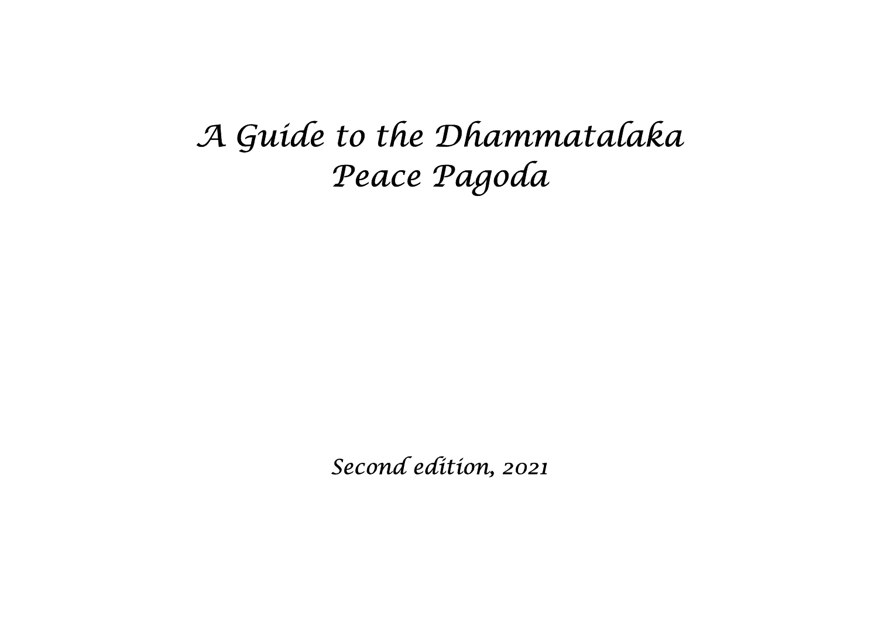# *A Guide to the Dhammatalaka Peace Pagoda*

*Second edition, 2021*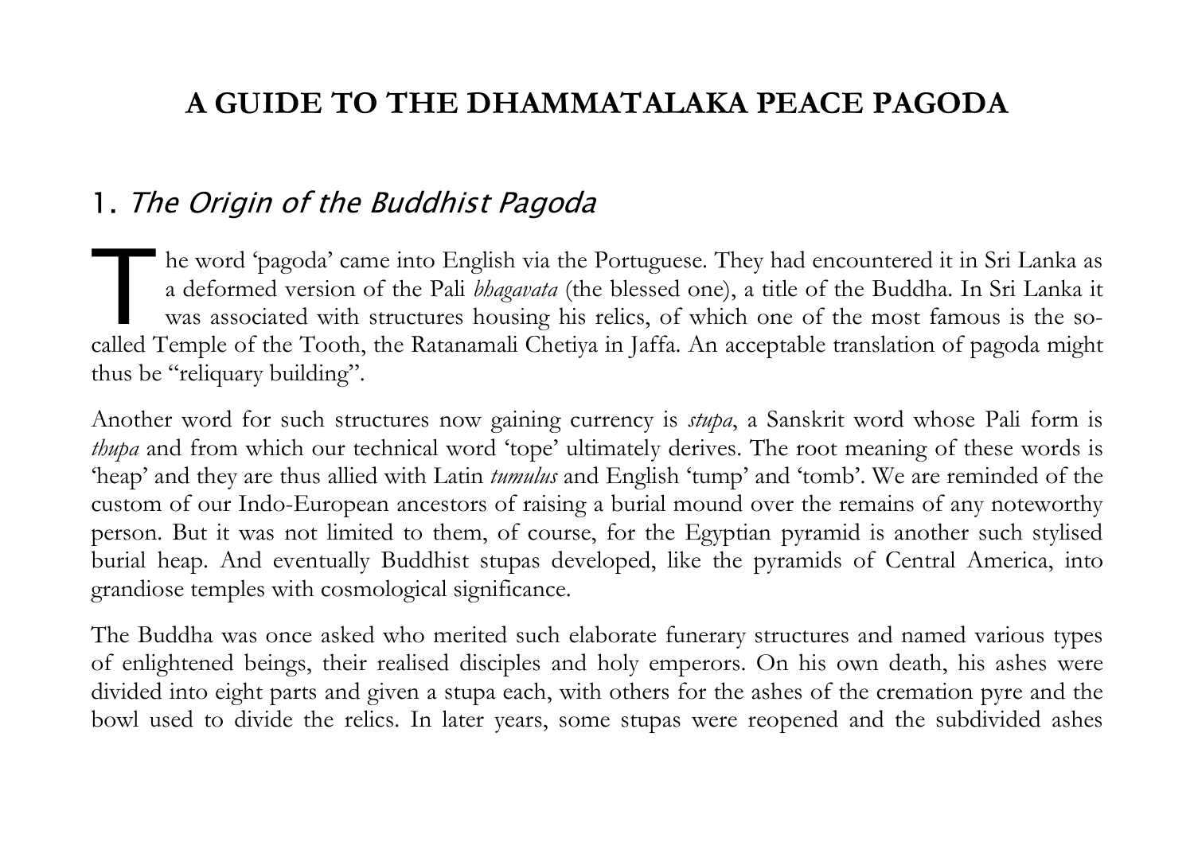# A GUIDE TO THE DHAMMATALAKA PEACE PAGODA

## 1. *The Origin of the Buddhist Pagoda*

The word 'pagoda' came into English via the Portuguese. They had encountered it in Sri Lanka as a deformed version of the Pali *bhagavata* (the blessed one), a title of the Buddha. In Sri Lanka it was associated with structures housing his relics, of which one of the most famous is the so-called Temple of the Tooth, the Ratanamali Chetiya in Jaffa. An acceptable translation of pagoda might thus be "reliquary building".

Another word for such structures now gaining currency is *stupa*, a Sanskrit word whose Pali form is *thupa* and from which our technical word 'tope' ultimately derives. The root meaning of these words is 'heap' and they are thus allied with Latin *tumulus* and English 'tump' and 'tomb'. We are reminded of the custom of our Indo-European ancestors of raising a burial mound over the remains of any noteworthy person. But it was not limited to them, of course, for the Egyptian pyramid is another such stylised burial heap. And eventually Buddhist stupas developed, like the pyramids of Central America, into grandiose temples with cosmological significance.

The Buddha was once asked who merited such elaborate funerary structures and named various types of enlightened beings, their realised disciples and holy emperors. On his own death, his ashes were divided into eight parts and given a stupa each, with others for the ashes of the cremation pyre and the bowl used to divide the relics. In later years, some stupas were reopened and the subdivided ashes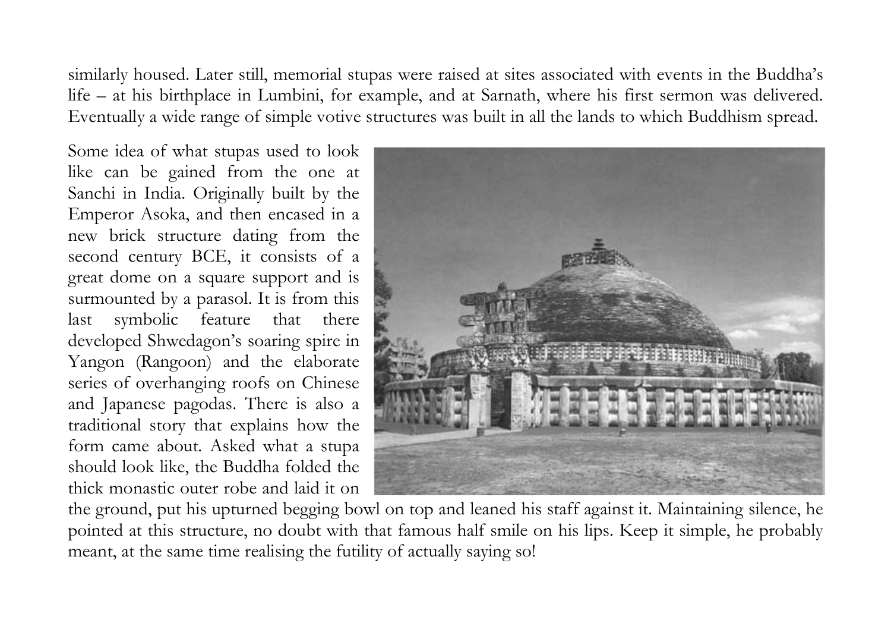similarly housed. Later still, memorial stupas were raised at sites associated with events in the Buddha's life – at his birthplace in Lumbini, for example, and at Sarnath, where his first sermon was delivered. Eventually a wide range of simple votive structures was built in all the lands to which Buddhism spread.

Some idea of what stupas used to look like can be gained from the one at Sanchi in India. Originally built by the Emperor Asoka, and then encased in a new brick structure dating from the second century BCE, it consists of a great dome on a square support and is surmounted by a parasol. It is from this last symbolic feature that there developed Shwedagon's soaring spire in Yangon (Rangoon) and the elaborate series of overhanging roofs on Chinese and Japanese pagodas. There is also a traditional story that explains how the form came about. Asked what a stupa should look like, the Buddha folded the thick monastic outer robe and laid it on the ground, put his upturned begging bowl on top and leaned his staff against it. Maintaining silence, he pointed at this structure, no doubt with that famous half smile on his lips. Keep it simple, he probably meant, at the same time realising the futility of actually saying so!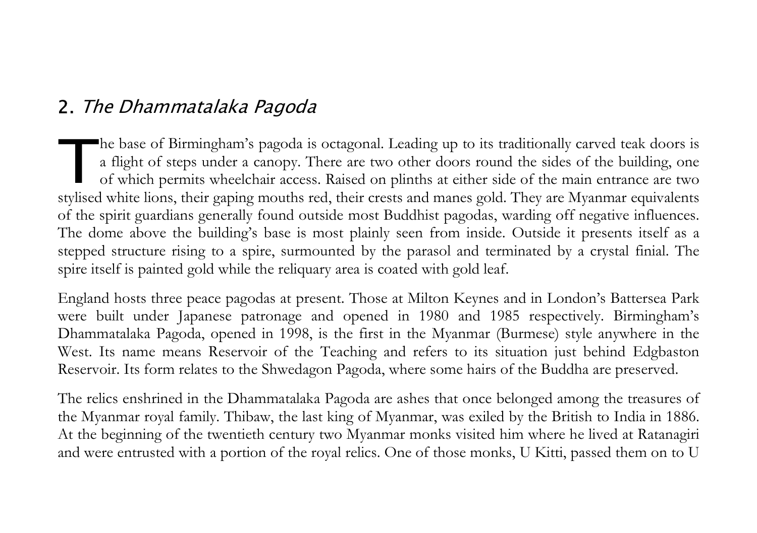## 2. *The Dhammatalaka Pagoda*

The base of Birmingham's pagoda is octagonal. Leading up to its traditionally carved teak doors is a flight of steps under a canopy. There are two other doors round the sides of the building, one of which permits wheelchair access. Raised on plinths at either side of the main entrance are two stylised white lions, their gaping mouths red, their crests and manes gold. They are Myanmar equivalents of the spirit guardians generally found outside most Buddhist pagodas, warding off negative influences. The dome above the building's base is most plainly seen from inside. Outside it presents itself as a stepped structure rising to a spire, surmounted by the parasol and terminated by a crystal finial. The spire itself is painted gold while the reliquary area is coated with gold leaf.

England hosts three peace pagodas at present. Those at Milton Keynes and in London's Battersea Park were built under Japanese patronage and opened in 1980 and 1985 respectively. Birmingham's Dhammatalaka Pagoda, opened in 1998, is the first in the Myanmar (Burmese) style anywhere in the West. Its name means Reservoir of the Teaching and refers to its situation just behind Edgbaston Reservoir. Its form relates to the Shwedagon Pagoda, where some hairs of the Buddha are preserved.

The relics enshrined in the Dhammatalaka Pagoda are ashes that once belonged among the treasures of the Myanmar royal family. Thibaw, the last king of Myanmar, was exiled by the British to India in 1886. At the beginning of the twentieth century two Myanmar monks visited him where he lived at Ratanagiri and were entrusted with a portion of the royal relics. One of those monks, U Kitti, passed them on to U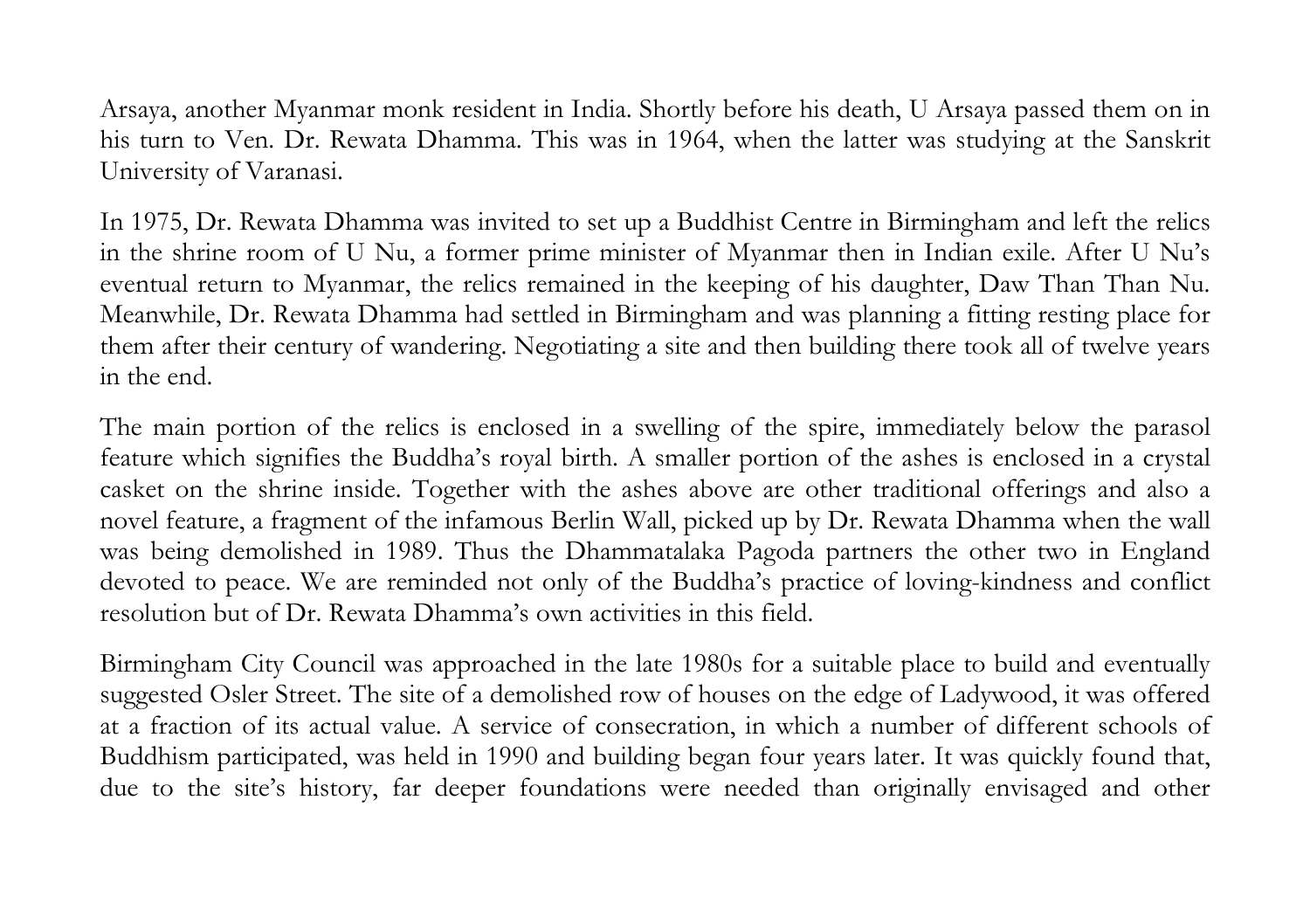Arsaya, another Myanmar monk resident in India. Shortly before his death, U Arsaya passed them on in his turn to Ven. Dr. Rewata Dhamma. This was in 1964, when the latter was studying at the Sanskrit University of Varanasi.

In 1975, Dr. Rewata Dhamma was invited to set up a Buddhist Centre in Birmingham and left the relics in the shrine room of U Nu, a former prime minister of Myanmar then in Indian exile. After U Nu's eventual return to Myanmar, the relics remained in the keeping of his daughter, Daw Than Than Nu. Meanwhile, Dr. Rewata Dhamma had settled in Birmingham and was planning a fitting resting place for them after their century of wandering. Negotiating a site and then building there took all of twelve years in the end.

The main portion of the relics is enclosed in a swelling of the spire, immediately below the parasol feature which signifies the Buddha's royal birth. A smaller portion of the ashes is enclosed in a crystal casket on the shrine inside. Together with the ashes above are other traditional offerings and also a novel feature, a fragment of the infamous Berlin Wall, picked up by Dr. Rewata Dhamma when the wall was being demolished in 1989. Thus the Dhammatalaka Pagoda partners the other two in England devoted to peace. We are reminded not only of the Buddha's practice of loving-kindness and conflict resolution but of Dr. Rewata Dhamma's own activities in this field.

Birmingham City Council was approached in the late 1980s for a suitable place to build and eventually suggested Osler Street. The site of a demolished row of houses on the edge of Ladywood, it was offered at a fraction of its actual value. A service of consecration, in which a number of different schools of Buddhism participated, was held in 1990 and building began four years later. It was quickly found that, due to the site's history, far deeper foundations were needed than originally envisaged and other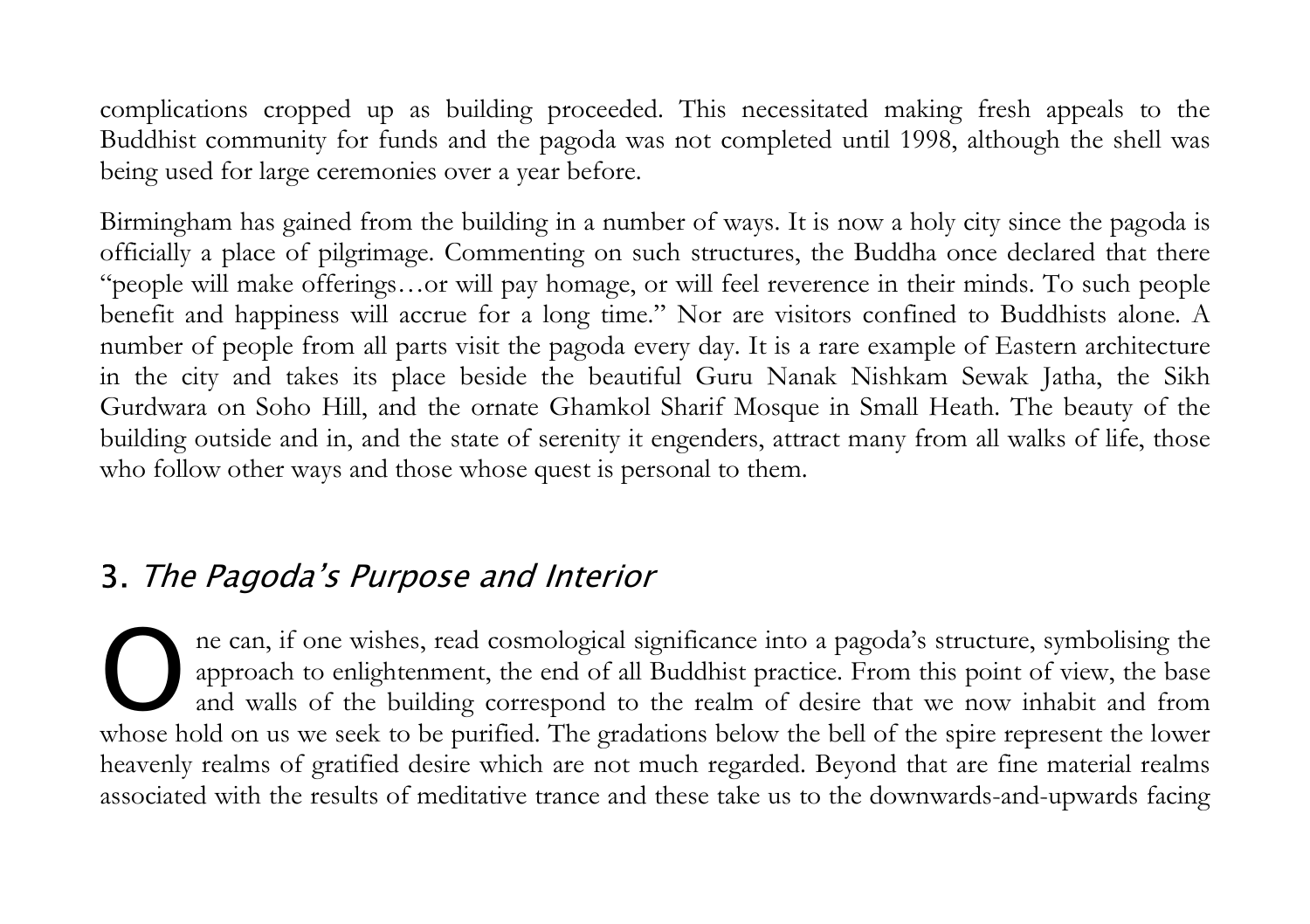complications cropped up as building proceeded. This necessitated making fresh appeals to the Buddhist community for funds and the pagoda was not completed until 1998, although the shell was being used for large ceremonies over a year before.

Birmingham has gained from the building in a number of ways. It is now a holy city since the pagoda is officially a place of pilgrimage. Commenting on such structures, the Buddha once declared that there "people will make offerings…or will pay homage, or will feel reverence in their minds. To such people benefit and happiness will accrue for a long time." Nor are visitors confined to Buddhists alone. A number of people from all parts visit the pagoda every day. It is a rare example of Eastern architecture in the city and takes its place beside the beautiful Guru Nanak Nishkam Sewak Jatha, the Sikh Gurdwara on Soho Hill, and the ornate Ghamkol Sharif Mosque in Small Heath. The beauty of the building outside and in, and the state of serenity it engenders, attract many from all walks of life, those who follow other ways and those whose quest is personal to them.

## 3. *The Pagoda's Purpose and Interior*

One can, if one wishes, read cosmological significance into a pagoda's structure, symbolising the approach to enlightenment, the end of all Buddhist practice. From this point of view, the base and walls of the building correspond to the realm of desire that we now inhabit and from whose hold on us we seek to be purified. The gradations below the bell of the spire represent the lower heavenly realms of gratified desire which are not much regarded. Beyond that are fine material realms associated with the results of meditative trance and these take us to the downwards-and-upwards facing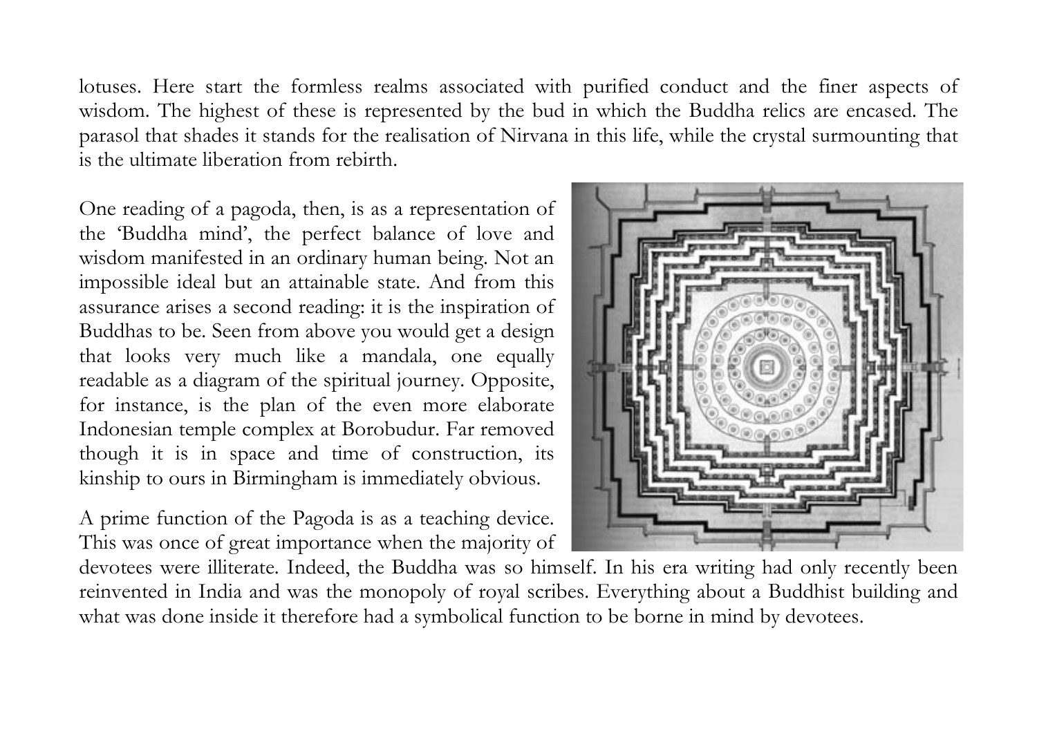lotuses. Here start the formless realms associated with purified conduct and the finer aspects of wisdom. The highest of these is represented by the bud in which the Buddha relics are encased. The parasol that shades it stands for the realisation of Nirvana in this life, while the crystal surmounting that is the ultimate liberation from rebirth.

One reading of a pagoda, then, is as a representation of the 'Buddha mind', the perfect balance of love and wisdom manifested in an ordinary human being. Not an impossible ideal but an attainable state. And from this assurance arises a second reading: it is the inspiration of Buddhas to be. Seen from above you would get a design that looks very much like a mandala, one equally readable as a diagram of the spiritual journey. Opposite, for instance, is the plan of the even more elaborate Indonesian temple complex at Borobudur. Far removed though it is in space and time of construction, its kinship to ours in Birmingham is immediately obvious.

A prime function of the Pagoda is as a teaching device. This was once of great importance when the majority of devotees were illiterate. Indeed, the Buddha was so himself. In his era writing had only recently been reinvented in India and was the monopoly of royal scribes. Everything about a Buddhist building and what was done inside it therefore had a symbolical function to be borne in mind by devotees.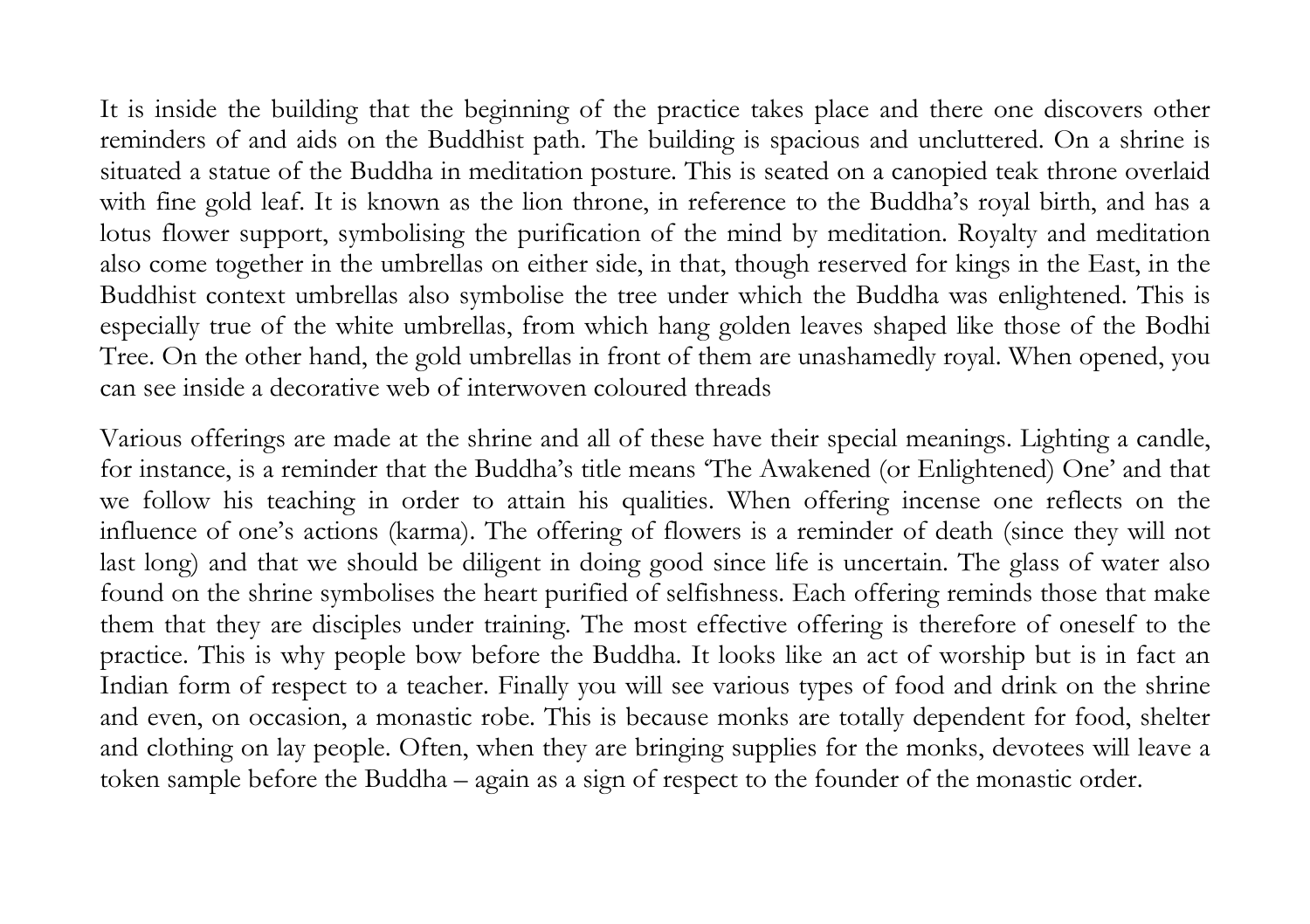It is inside the building that the beginning of the practice takes place and there one discovers other reminders of and aids on the Buddhist path. The building is spacious and uncluttered. On a shrine is situated a statue of the Buddha in meditation posture. This is seated on a canopied teak throne overlaid with fine gold leaf. It is known as the lion throne, in reference to the Buddha's royal birth, and has a lotus flower support, symbolising the purification of the mind by meditation. Royalty and meditation also come together in the umbrellas on either side, in that, though reserved for kings in the East, in the Buddhist context umbrellas also symbolise the tree under which the Buddha was enlightened. This is especially true of the white umbrellas, from which hang golden leaves shaped like those of the Bodhi Tree. On the other hand, the gold umbrellas in front of them are unashamedly royal. When opened, you can see inside a decorative web of interwoven coloured threads

Various offerings are made at the shrine and all of these have their special meanings. Lighting a candle, for instance, is a reminder that the Buddha's title means 'The Awakened (or Enlightened) One' and that we follow his teaching in order to attain his qualities. When offering incense one reflects on the influence of one's actions (karma). The offering of flowers is a reminder of death (since they will not last long) and that we should be diligent in doing good since life is uncertain. The glass of water also found on the shrine symbolises the heart purified of selfishness. Each offering reminds those that make them that they are disciples under training. The most effective offering is therefore of oneself to the practice. This is why people bow before the Buddha. It looks like an act of worship but is in fact an Indian form of respect to a teacher. Finally you will see various types of food and drink on the shrine and even, on occasion, a monastic robe. This is because monks are totally dependent for food, shelter and clothing on lay people. Often, when they are bringing supplies for the monks, devotees will leave a token sample before the Buddha – again as a sign of respect to the founder of the monastic order.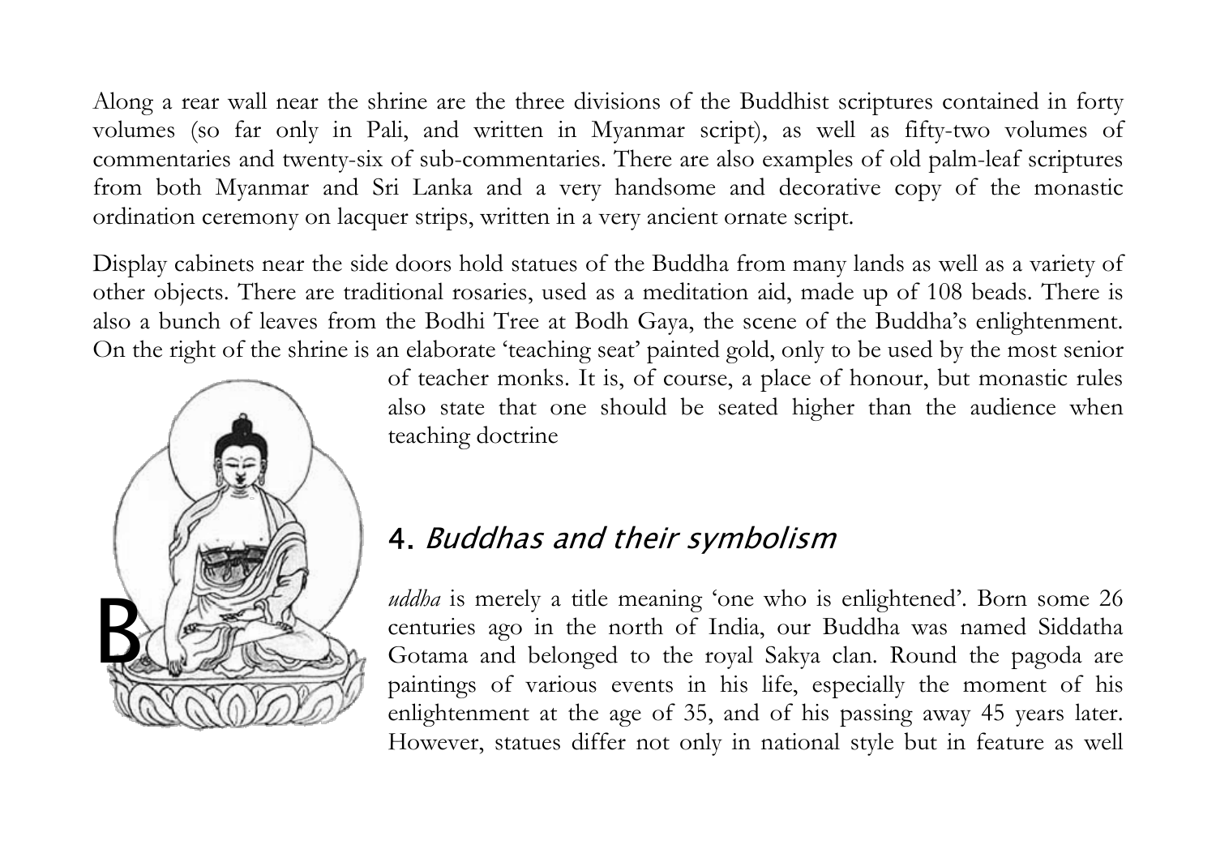Along a rear wall near the shrine are the three divisions of the Buddhist scriptures contained in forty volumes (so far only in Pali, and written in Myanmar script), as well as fifty-two volumes of commentaries and twenty-six of sub-commentaries. There are also examples of old palm-leaf scriptures from both Myanmar and Sri Lanka and a very handsome and decorative copy of the monastic ordination ceremony on lacquer strips, written in a very ancient ornate script.

Display cabinets near the side doors hold statues of the Buddha from many lands as well as a variety of other objects. There are traditional rosaries, used as a meditation aid, made up of 108 beads. There is also a bunch of leaves from the Bodhi Tree at Bodh Gaya, the scene of the Buddha's enlightenment. On the right of the shrine is an elaborate 'teaching seat' painted gold, only to be used by the most senior of teacher monks. It is, of course, a place of honour, but monastic rules also state that one should be seated higher than the audience when teaching doctrine

## 4. *Buddhas and their symbolism*

B*uddha* is merely a title meaning 'one who is enlightened'. Born some 26 centuries ago in the north of India, our Buddha was named Siddatha Gotama and belonged to the royal Sakya clan. Round the pagoda are paintings of various events in his life, especially the moment of his enlightenment at the age of 35, and of his passing away 45 years later. However, statues differ not only in national style but in feature as well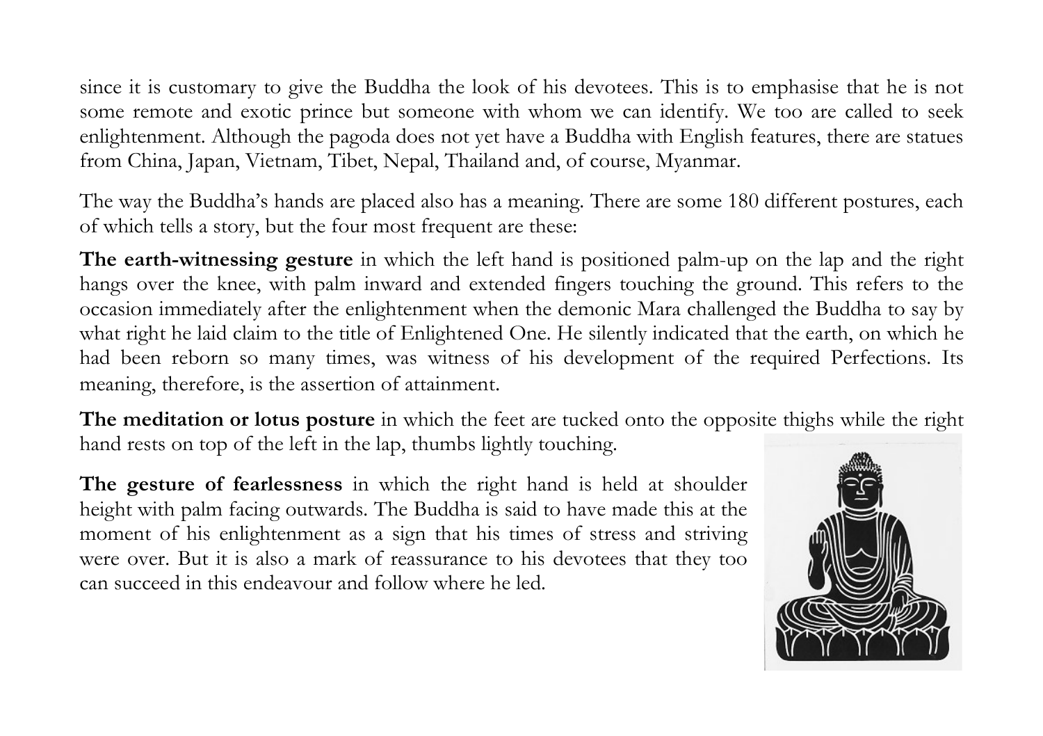since it is customary to give the Buddha the look of his devotees. This is to emphasise that he is not some remote and exotic prince but someone with whom we can identify. We too are called to seek enlightenment. Although the pagoda does not yet have a Buddha with English features, there are statues from China, Japan, Vietnam, Tibet, Nepal, Thailand and, of course, Myanmar.

The way the Buddha's hands are placed also has a meaning. There are some 180 different postures, each of which tells a story, but the four most frequent are these:

**The earth-witnessing gesture** in which the left hand is positioned palm-up on the lap and the right hangs over the knee, with palm inward and extended fingers touching the ground. This refers to the occasion immediately after the enlightenment when the demonic Mara challenged the Buddha to say by what right he laid claim to the title of Enlightened One. He silently indicated that the earth, on which he had been reborn so many times, was witness of his development of the required Perfections. Its meaning, therefore, is the assertion of attainment.

**The meditation or lotus posture** in which the feet are tucked onto the opposite thighs while the right hand rests on top of the left in the lap, thumbs lightly touching.

**The gesture of fearlessness** in which the right hand is held at shoulder height with palm facing outwards. The Buddha is said to have made this at the moment of his enlightenment as a sign that his times of stress and striving were over. But it is also a mark of reassurance to his devotees that they too can succeed in this endeavour and follow where he led.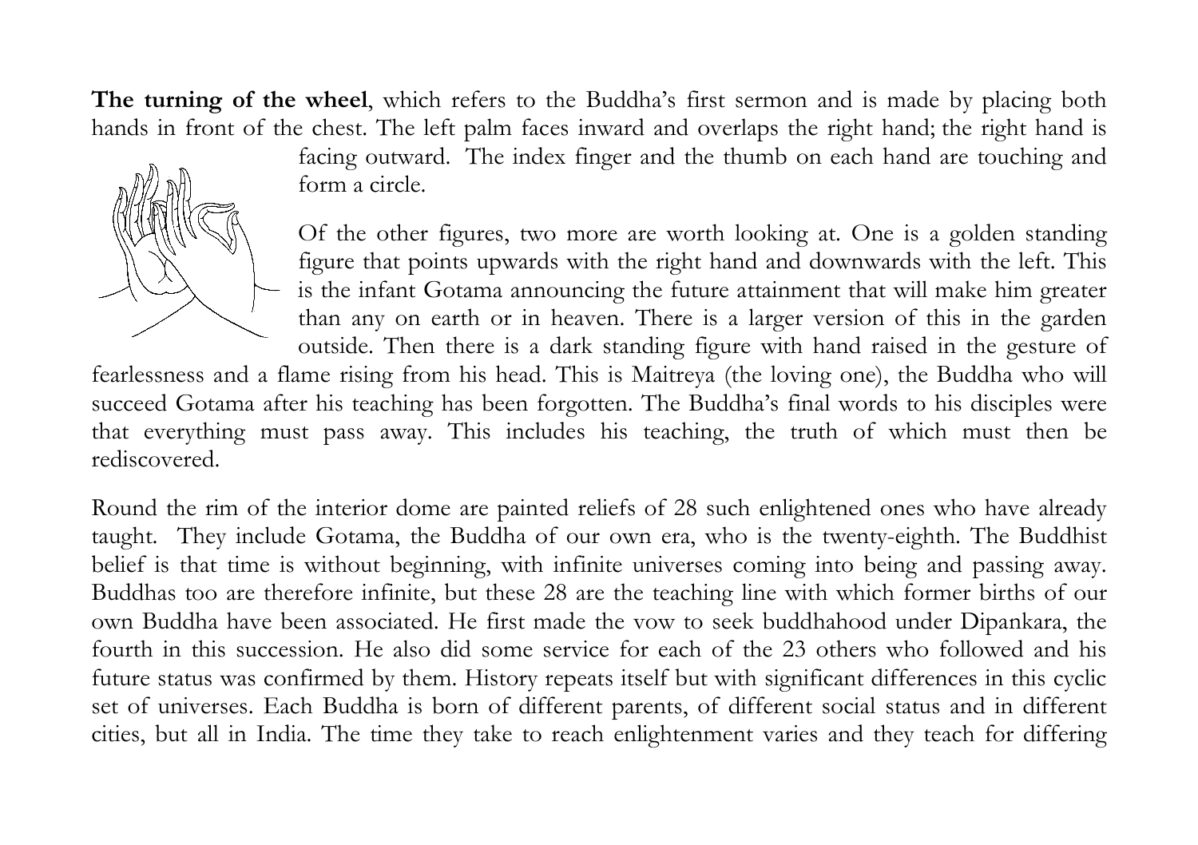**The turning of the wheel**, which refers to the Buddha's first sermon and is made by placing both hands in front of the chest. The left palm faces inward and overlaps the right hand; the right hand is facing outward. The index finger and the thumb on each hand are touching and form a circle.

Of the other figures, two more are worth looking at. One is a golden standing figure that points upwards with the right hand and downwards with the left. This is the infant Gotama announcing the future attainment that will make him greater than any on earth or in heaven. There is a larger version of this in the garden outside. Then there is a dark standing figure with hand raised in the gesture of fearlessness and a flame rising from his head. This is Maitreya (the loving one), the Buddha who will succeed Gotama after his teaching has been forgotten. The Buddha's final words to his disciples were that everything must pass away. This includes his teaching, the truth of which must then be rediscovered.

Round the rim of the interior dome are painted reliefs of 28 such enlightened ones who have already taught. They include Gotama, the Buddha of our own era, who is the twenty-eighth. The Buddhist belief is that time is without beginning, with infinite universes coming into being and passing away. Buddhas too are therefore infinite, but these 28 are the teaching line with which former births of our own Buddha have been associated. He first made the vow to seek buddhahood under Dipankara, the fourth in this succession. He also did some service for each of the 23 others who followed and his future status was confirmed by them. History repeats itself but with significant differences in this cyclic set of universes. Each Buddha is born of different parents, of different social status and in different cities, but all in India. The time they take to reach enlightenment varies and they teach for differing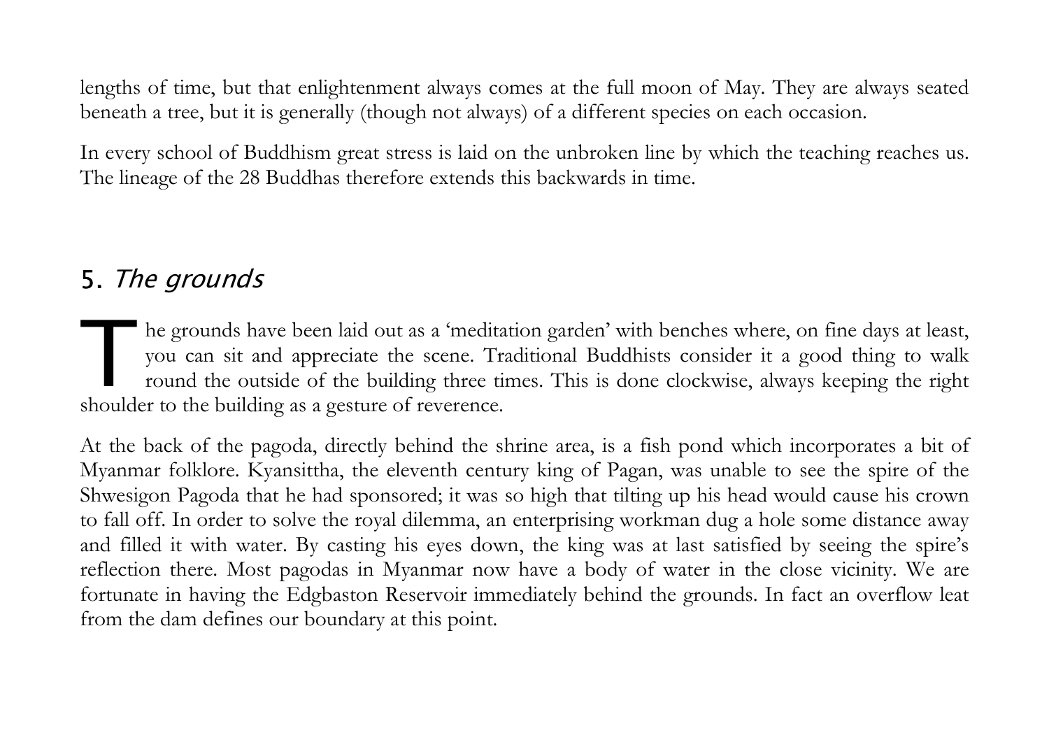lengths of time, but that enlightenment always comes at the full moon of May. They are always seated beneath a tree, but it is generally (though not always) of a different species on each occasion.

In every school of Buddhism great stress is laid on the unbroken line by which the teaching reaches us. The lineage of the 28 Buddhas therefore extends this backwards in time.

## 5. *The grounds*

The grounds have been laid out as a 'meditation garden' with benches where, on fine days at least, you can sit and appreciate the scene. Traditional Buddhists consider it a good thing to walk round the outside of the building three times. This is done clockwise, always keeping the right shoulder to the building as a gesture of reverence.

At the back of the pagoda, directly behind the shrine area, is a fish pond which incorporates a bit of Myanmar folklore. Kyansittha, the eleventh century king of Pagan, was unable to see the spire of the Shwesigon Pagoda that he had sponsored; it was so high that tilting up his head would cause his crown to fall off. In order to solve the royal dilemma, an enterprising workman dug a hole some distance away and filled it with water. By casting his eyes down, the king was at last satisfied by seeing the spire's reflection there. Most pagodas in Myanmar now have a body of water in the close vicinity. We are fortunate in having the Edgbaston Reservoir immediately behind the grounds. In fact an overflow leat from the dam defines our boundary at this point.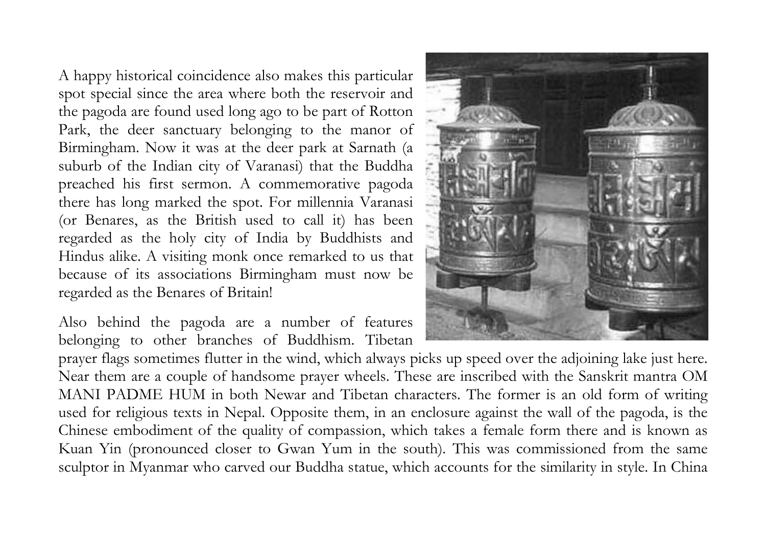A happy historical coincidence also makes this particular spot special since the area where both the reservoir and the pagoda are found used long ago to be part of Rotton Park, the deer sanctuary belonging to the manor of Birmingham. Now it was at the deer park at Sarnath (a suburb of the Indian city of Varanasi) that the Buddha preached his first sermon. A commemorative pagoda there has long marked the spot. For millennia Varanasi (or Benares, as the British used to call it) has been regarded as the holy city of India by Buddhists and Hindus alike. A visiting monk once remarked to us that because of its associations Birmingham must now be regarded as the Benares of Britain!

Also behind the pagoda are a number of features belonging to other branches of Buddhism. Tibetan prayer flags sometimes flutter in the wind, which always picks up speed over the adjoining lake just here. Near them are a couple of handsome prayer wheels. These are inscribed with the Sanskrit mantra OM MANI PADME HUM in both Newar and Tibetan characters. The former is an old form of writing used for religious texts in Nepal. Opposite them, in an enclosure against the wall of the pagoda, is the Chinese embodiment of the quality of compassion, which takes a female form there and is known as Kuan Yin (pronounced closer to Gwan Yum in the south). This was commissioned from the same sculptor in Myanmar who carved our Buddha statue, which accounts for the similarity in style. In China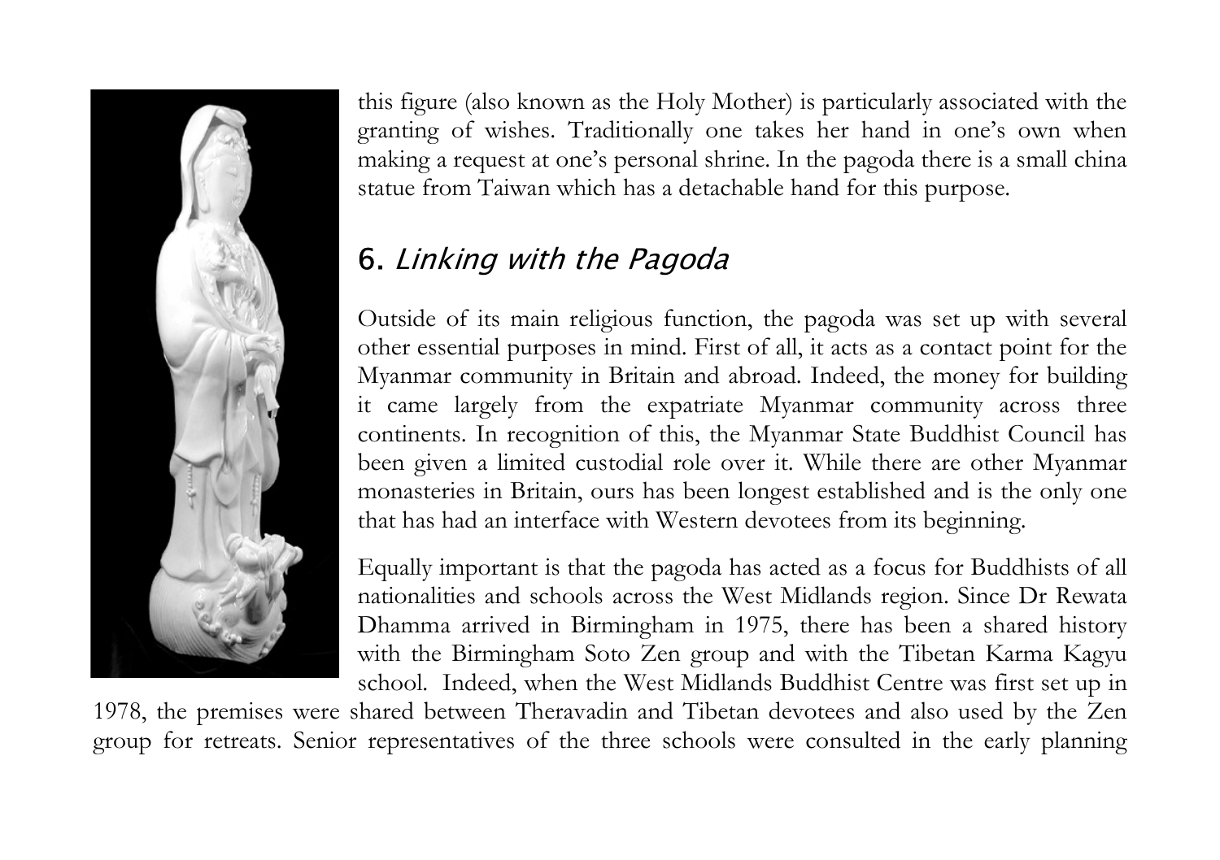this figure (also known as the Holy Mother) is particularly associated with the granting of wishes. Traditionally one takes her hand in one's own when making a request at one's personal shrine. In the pagoda there is a small china statue from Taiwan which has a detachable hand for this purpose.

## 6. *Linking with the Pagoda*

Outside of its main religious function, the pagoda was set up with several other essential purposes in mind. First of all, it acts as a contact point for the Myanmar community in Britain and abroad. Indeed, the money for building it came largely from the expatriate Myanmar community across three continents. In recognition of this, the Myanmar State Buddhist Council has been given a limited custodial role over it. While there are other Myanmar monasteries in Britain, ours has been longest established and is the only one that has had an interface with Western devotees from its beginning.

Equally important is that the pagoda has acted as a focus for Buddhists of all nationalities and schools across the West Midlands region. Since Dr Rewata Dhamma arrived in Birmingham in 1975, there has been a shared history with the Birmingham Soto Zen group and with the Tibetan Karma Kagyu school. Indeed, when the West Midlands Buddhist Centre was first set up in 1978, the premises were shared between Theravadin and Tibetan devotees and also used by the Zen group for retreats. Senior representatives of the three schools were consulted in the early planning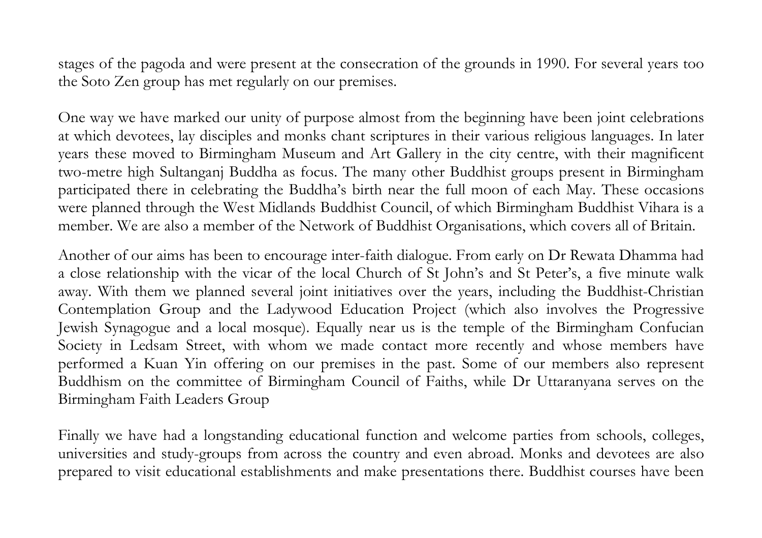stages of the pagoda and were present at the consecration of the grounds in 1990. For several years too the Soto Zen group has met regularly on our premises.

One way we have marked our unity of purpose almost from the beginning have been joint celebrations at which devotees, lay disciples and monks chant scriptures in their various religious languages. In later years these moved to Birmingham Museum and Art Gallery in the city centre, with their magnificent two-metre high Sultanganj Buddha as focus. The many other Buddhist groups present in Birmingham participated there in celebrating the Buddha's birth near the full moon of each May. These occasions were planned through the West Midlands Buddhist Council, of which Birmingham Buddhist Vihara is a member. We are also a member of the Network of Buddhist Organisations, which covers all of Britain.

Another of our aims has been to encourage inter-faith dialogue. From early on Dr Rewata Dhamma had a close relationship with the vicar of the local Church of St John's and St Peter's, a five minute walk away. With them we planned several joint initiatives over the years, including the Buddhist-Christian Contemplation Group and the Ladywood Education Project (which also involves the Progressive Jewish Synagogue and a local mosque). Equally near us is the temple of the Birmingham Confucian Society in Ledsam Street, with whom we made contact more recently and whose members have performed a Kuan Yin offering on our premises in the past. Some of our members also represent Buddhism on the committee of Birmingham Council of Faiths, while Dr Uttaranyana serves on the Birmingham Faith Leaders Group

Finally we have had a longstanding educational function and welcome parties from schools, colleges, universities and study-groups from across the country and even abroad. Monks and devotees are also prepared to visit educational establishments and make presentations there. Buddhist courses have been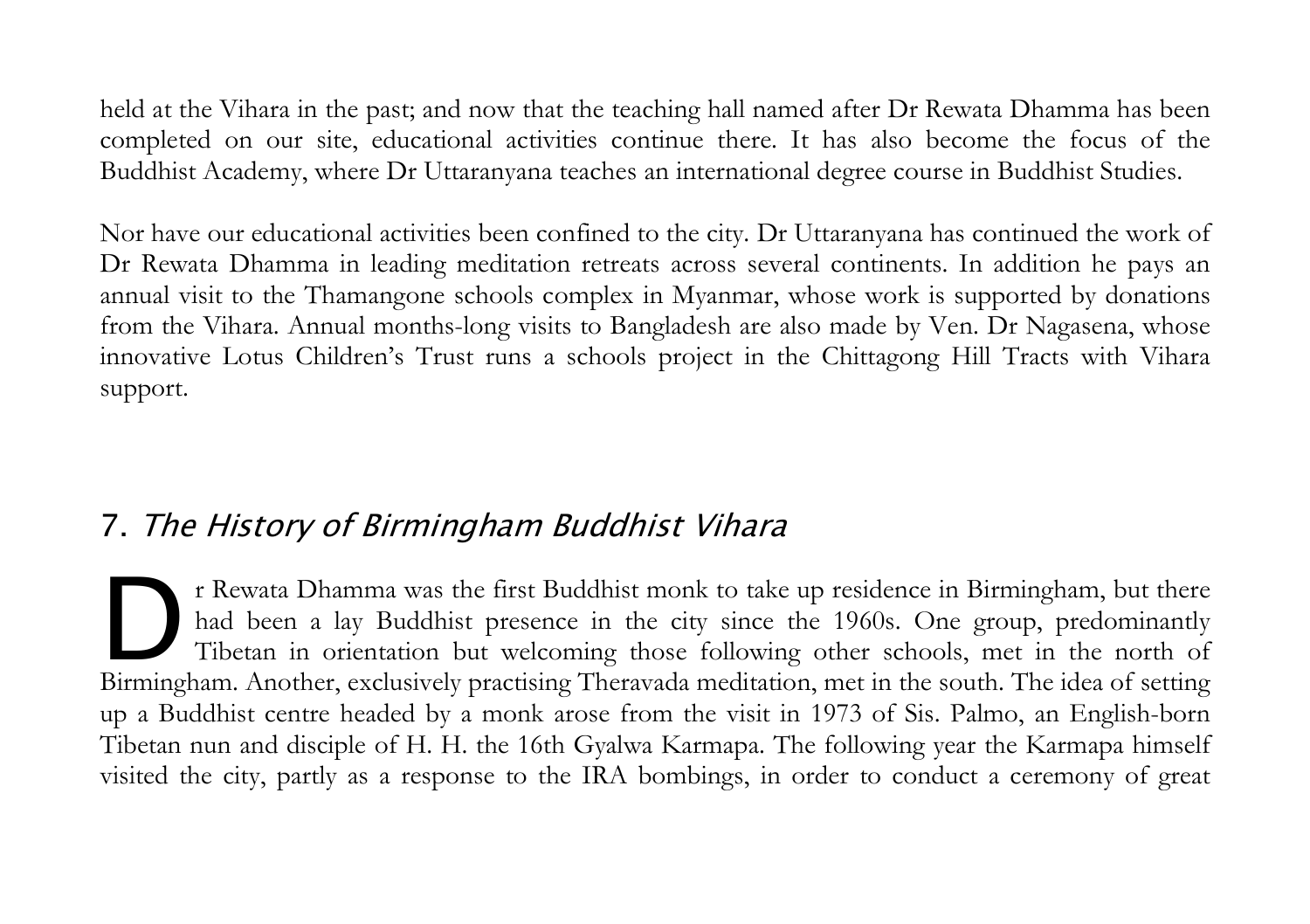held at the Vihara in the past; and now that the teaching hall named after Dr Rewata Dhamma has been completed on our site, educational activities continue there. It has also become the focus of the Buddhist Academy, where Dr Uttaranyana teaches an international degree course in Buddhist Studies.

Nor have our educational activities been confined to the city. Dr Uttaranyana has continued the work of Dr Rewata Dhamma in leading meditation retreats across several continents. In addition he pays an annual visit to the Thamangone schools complex in Myanmar, whose work is supported by donations from the Vihara. Annual months-long visits to Bangladesh are also made by Ven. Dr Nagasena, whose innovative Lotus Children's Trust runs a schools project in the Chittagong Hill Tracts with Vihara support.

## 7. *The History of Birmingham Buddhist Vihara*

Dr Rewata Dhamma was the first Buddhist monk to take up residence in Birmingham, but there had been a lay Buddhist presence in the city since the 1960s. One group, predominantly Tibetan in orientation but welcoming those following other schools, met in the north of Birmingham. Another, exclusively practising Theravada meditation, met in the south. The idea of setting up a Buddhist centre headed by a monk arose from the visit in 1973 of Sis. Palmo, an English-born Tibetan nun and disciple of H. H. the 16th Gyalwa Karmapa. The following year the Karmapa himself visited the city, partly as a response to the IRA bombings, in order to conduct a ceremony of great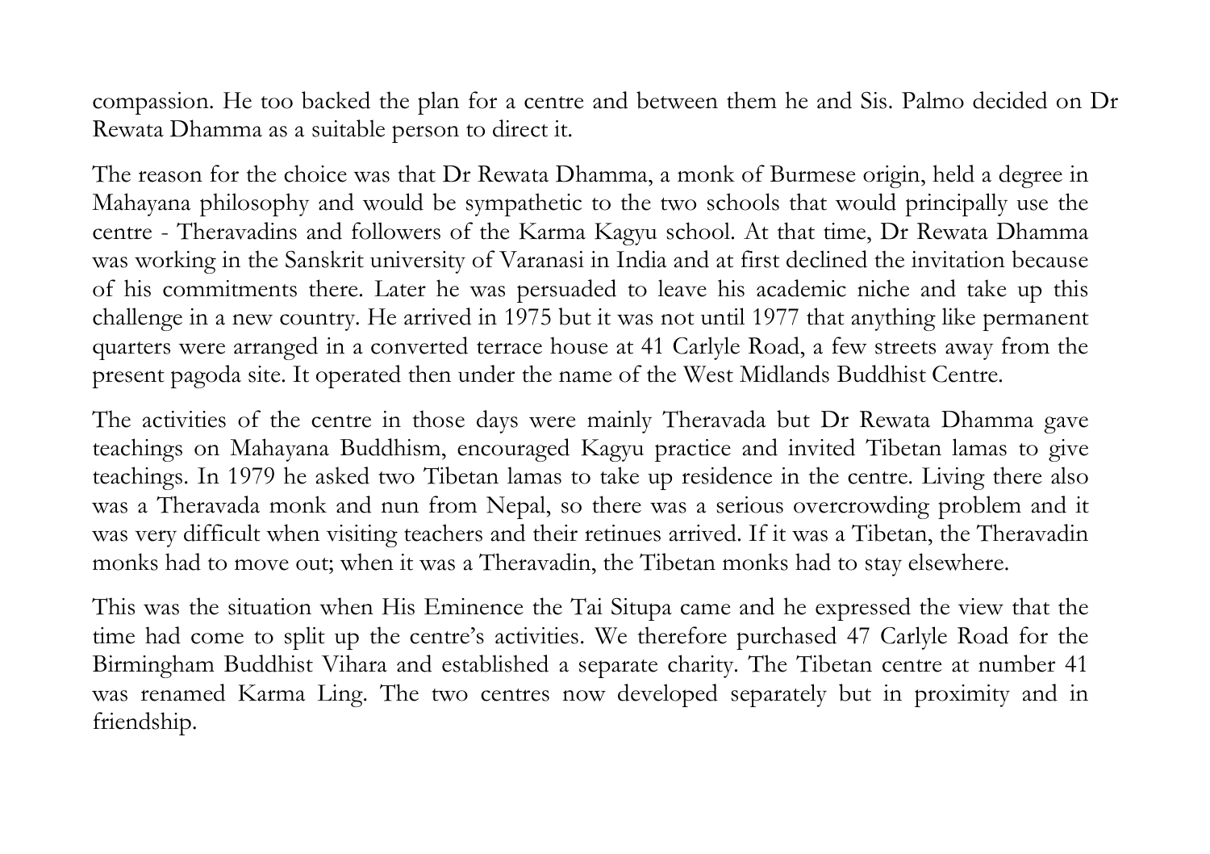compassion. He too backed the plan for a centre and between them he and Sis. Palmo decided on Dr Rewata Dhamma as a suitable person to direct it.

The reason for the choice was that Dr Rewata Dhamma, a monk of Burmese origin, held a degree in Mahayana philosophy and would be sympathetic to the two schools that would principally use the centre - Theravadins and followers of the Karma Kagyu school. At that time, Dr Rewata Dhamma was working in the Sanskrit university of Varanasi in India and at first declined the invitation because of his commitments there. Later he was persuaded to leave his academic niche and take up this challenge in a new country. He arrived in 1975 but it was not until 1977 that anything like permanent quarters were arranged in a converted terrace house at 41 Carlyle Road, a few streets away from the present pagoda site. It operated then under the name of the West Midlands Buddhist Centre.

The activities of the centre in those days were mainly Theravada but Dr Rewata Dhamma gave teachings on Mahayana Buddhism, encouraged Kagyu practice and invited Tibetan lamas to give teachings. In 1979 he asked two Tibetan lamas to take up residence in the centre. Living there also was a Theravada monk and nun from Nepal, so there was a serious overcrowding problem and it was very difficult when visiting teachers and their retinues arrived. If it was a Tibetan, the Theravadin monks had to move out; when it was a Theravadin, the Tibetan monks had to stay elsewhere.

This was the situation when His Eminence the Tai Situpa came and he expressed the view that the time had come to split up the centre's activities. We therefore purchased 47 Carlyle Road for the Birmingham Buddhist Vihara and established a separate charity. The Tibetan centre at number 41 was renamed Karma Ling. The two centres now developed separately but in proximity and in friendship.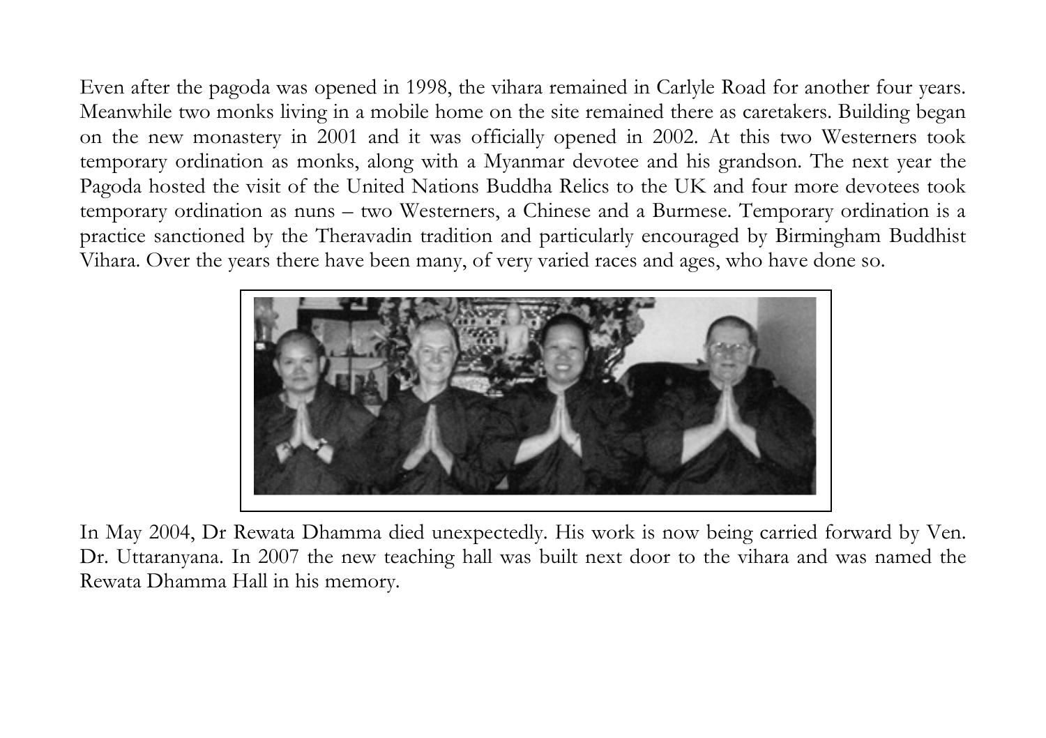Even after the pagoda was opened in 1998, the vihara remained in Carlyle Road for another four years. Meanwhile two monks living in a mobile home on the site remained there as caretakers. Building began on the new monastery in 2001 and it was officially opened in 2002. At this two Westerners took temporary ordination as monks, along with a Myanmar devotee and his grandson. The next year the Pagoda hosted the visit of the United Nations Buddha Relics to the UK and four more devotees took temporary ordination as nuns – two Westerners, a Chinese and a Burmese. Temporary ordination is a practice sanctioned by the Theravadin tradition and particularly encouraged by Birmingham Buddhist Vihara. Over the years there have been many, of very varied races and ages, who have done so.

In May 2004, Dr Rewata Dhamma died unexpectedly. His work is now being carried forward by Ven. Dr. Uttaranyana. In 2007 the new teaching hall was built next door to the vihara and was named the Rewata Dhamma Hall in his memory.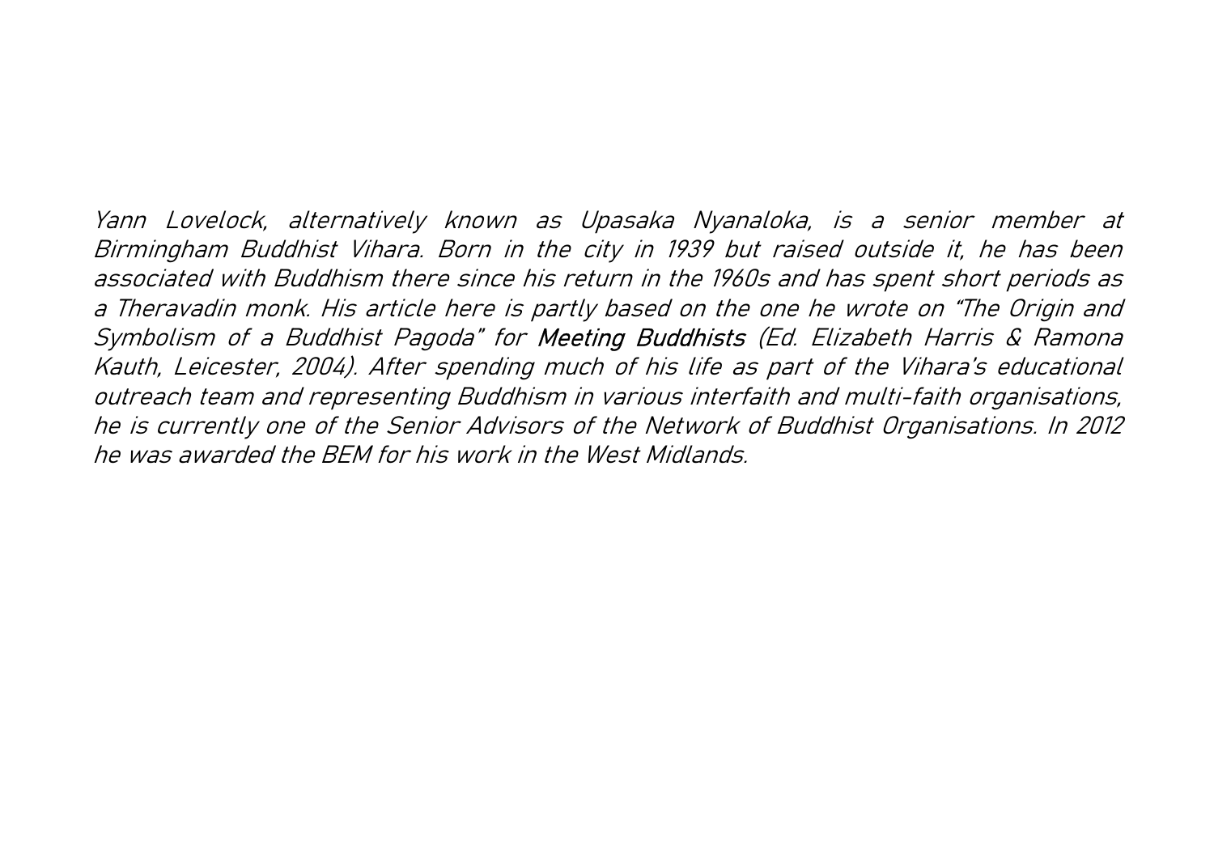*Yann Lovelock, alternatively known as Upasaka Nyanaloka, is a senior member at Birmingham Buddhist Vihara. Born in the city in 1939 but raised outside it, he has been associated with Buddhism there since his return in the 1960s and has spent short periods as a Theravadin monk. His article here is partly based on the one he wrote on "The Origin and Symbolism of a Buddhist Pagoda" for* Meeting Buddhists *(Ed. Elizabeth Harris & Ramona Kauth, Leicester, 2004). After spending much of his life as part of the Vihara's educational outreach team and representing Buddhism in various interfaith and multi-faith organisations, he is currently one of the Senior Advisors of the Network of Buddhist Organisations. In 2012 he was awarded the BEM for his work in the West Midlands.*